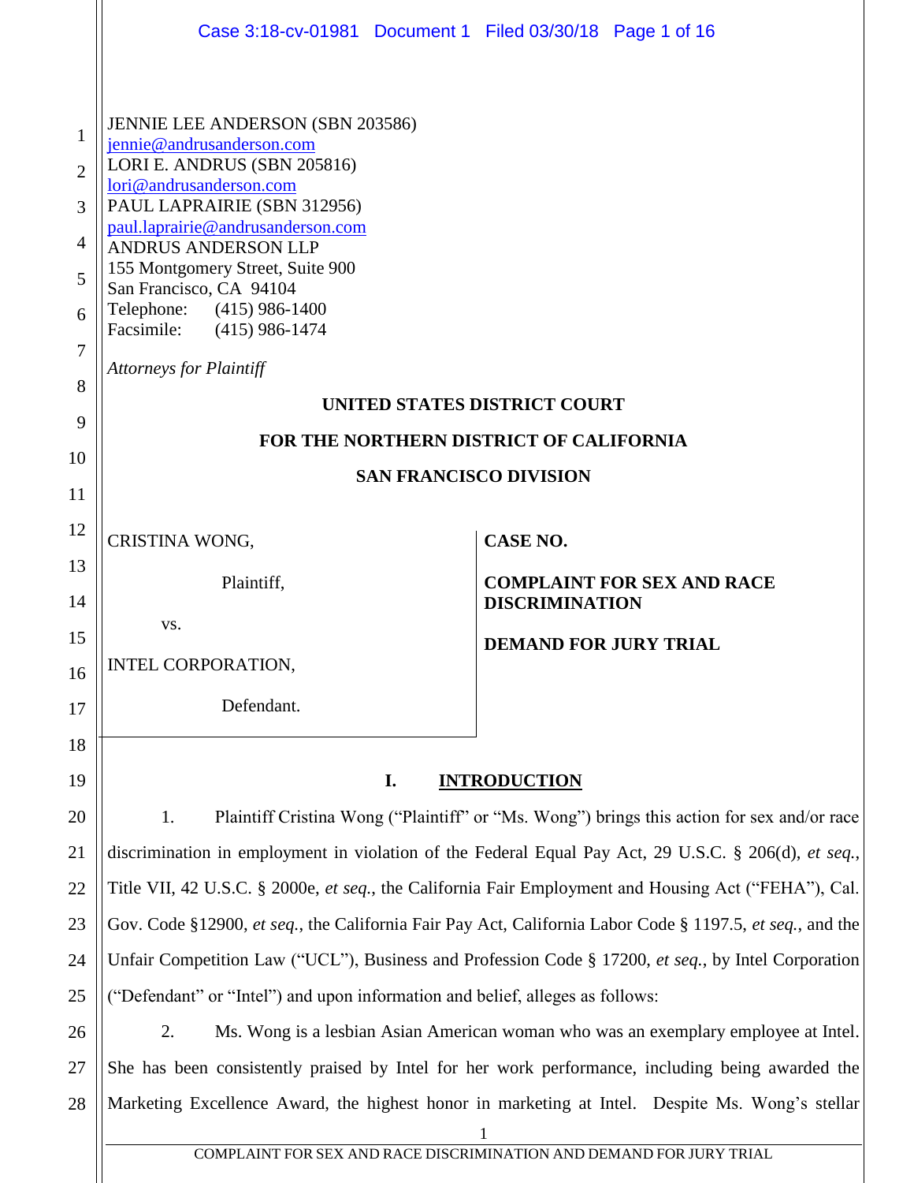JENNIE LEE ANDERSON (SBN 203586)
jennie@andrusanderson.com
LORI E. ANDRUS (SBN 205816)
lori@andrusanderson.com
PAUL LAPRAIRIE (SBN 312956)
paul.laprairie@andrusanderson.com
ANDRUS ANDERSON LLP
155 Montgomery Street, Suite 900
San Francisco, CA 94104
Telephone: (415) 986-1400
Facsimile: (415) 986-1474

*Attorneys for Plaintiff*

**UNITED STATES DISTRICT COURT**

**FOR THE NORTHERN DISTRICT OF CALIFORNIA**

**SAN FRANCISCO DIVISION**

| | |
|---|---|
| CRISTINA WONG,<br><br>Plaintiff,<br><br>vs.<br><br>INTEL CORPORATION,<br><br>Defendant. | **CASE NO.**<br><br>**COMPLAINT FOR SEX AND RACE DISCRIMINATION**<br><br>**DEMAND FOR JURY TRIAL** |

## I. INTRODUCTION

1. Plaintiff Cristina Wong ("Plaintiff" or "Ms. Wong") brings this action for sex and/or race discrimination in employment in violation of the Federal Equal Pay Act, 29 U.S.C. § 206(d), *et seq.*, Title VII, 42 U.S.C. § 2000e, *et seq.*, the California Fair Employment and Housing Act ("FEHA"), Cal. Gov. Code §12900, *et seq.,* the California Fair Pay Act, California Labor Code § 1197.5, *et seq.*, and the Unfair Competition Law ("UCL"), Business and Profession Code § 17200, *et seq.*, by Intel Corporation ("Defendant" or "Intel") and upon information and belief, alleges as follows:

2. Ms. Wong is a lesbian Asian American woman who was an exemplary employee at Intel. She has been consistently praised by Intel for her work performance, including being awarded the Marketing Excellence Award, the highest honor in marketing at Intel. Despite Ms. Wong's stellar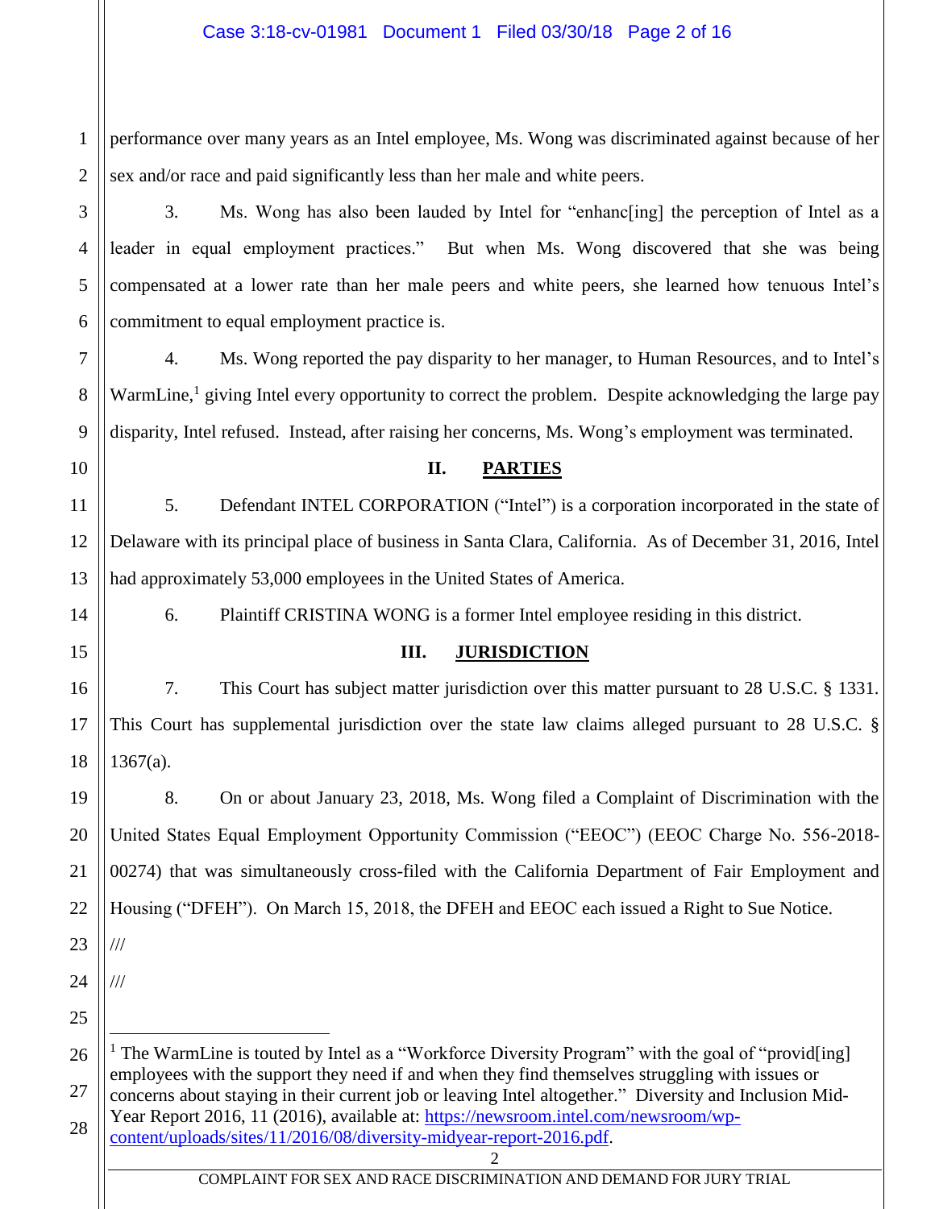performance over many years as an Intel employee, Ms. Wong was discriminated against because of her sex and/or race and paid significantly less than her male and white peers.

3. Ms. Wong has also been lauded by Intel for "enhanc[ing] the perception of Intel as a leader in equal employment practices." But when Ms. Wong discovered that she was being compensated at a lower rate than her male peers and white peers, she learned how tenuous Intel's commitment to equal employment practice is.

4. Ms. Wong reported the pay disparity to her manager, to Human Resources, and to Intel's WarmLine,[1] giving Intel every opportunity to correct the problem. Despite acknowledging the large pay disparity, Intel refused. Instead, after raising her concerns, Ms. Wong's employment was terminated.

## II. PARTIES

5. Defendant INTEL CORPORATION ("Intel") is a corporation incorporated in the state of Delaware with its principal place of business in Santa Clara, California. As of December 31, 2016, Intel had approximately 53,000 employees in the United States of America.

6. Plaintiff CRISTINA WONG is a former Intel employee residing in this district.

## III. JURISDICTION

7. This Court has subject matter jurisdiction over this matter pursuant to 28 U.S.C. § 1331. This Court has supplemental jurisdiction over the state law claims alleged pursuant to 28 U.S.C. § 1367(a).

8. On or about January 23, 2018, Ms. Wong filed a Complaint of Discrimination with the United States Equal Employment Opportunity Commission ("EEOC") (EEOC Charge No. 556-2018-00274) that was simultaneously cross-filed with the California Department of Fair Employment and Housing ("DFEH"). On March 15, 2018, the DFEH and EEOC each issued a Right to Sue Notice.

///

///

---

[1] The WarmLine is touted by Intel as a "Workforce Diversity Program" with the goal of "provid[ing] employees with the support they need if and when they find themselves struggling with issues or concerns about staying in their current job or leaving Intel altogether." Diversity and Inclusion Mid-Year Report 2016, 11 (2016), available at: https://newsroom.intel.com/newsroom/wp-content/uploads/sites/11/2016/08/diversity-midyear-report-2016.pdf.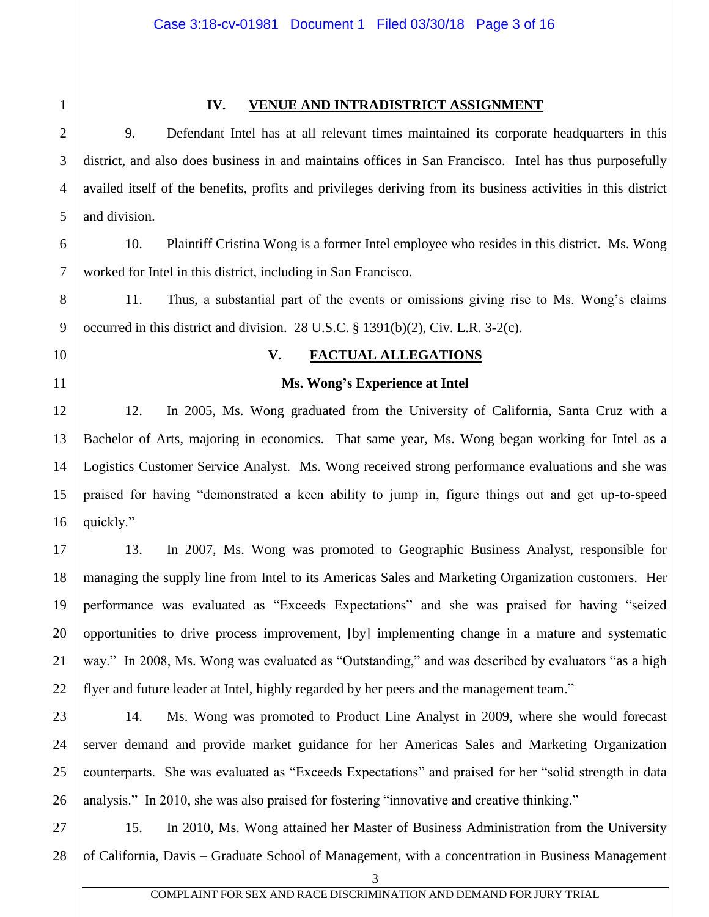## IV. VENUE AND INTRADISTRICT ASSIGNMENT

9. Defendant Intel has at all relevant times maintained its corporate headquarters in this district, and also does business in and maintains offices in San Francisco. Intel has thus purposefully availed itself of the benefits, profits and privileges deriving from its business activities in this district and division.

10. Plaintiff Cristina Wong is a former Intel employee who resides in this district. Ms. Wong worked for Intel in this district, including in San Francisco.

11. Thus, a substantial part of the events or omissions giving rise to Ms. Wong's claims occurred in this district and division. 28 U.S.C. § 1391(b)(2), Civ. L.R. 3-2(c).

## V. FACTUAL ALLEGATIONS

### Ms. Wong's Experience at Intel

12. In 2005, Ms. Wong graduated from the University of California, Santa Cruz with a Bachelor of Arts, majoring in economics. That same year, Ms. Wong began working for Intel as a Logistics Customer Service Analyst. Ms. Wong received strong performance evaluations and she was praised for having "demonstrated a keen ability to jump in, figure things out and get up-to-speed quickly."

13. In 2007, Ms. Wong was promoted to Geographic Business Analyst, responsible for managing the supply line from Intel to its Americas Sales and Marketing Organization customers. Her performance was evaluated as "Exceeds Expectations" and she was praised for having "seized opportunities to drive process improvement, [by] implementing change in a mature and systematic way." In 2008, Ms. Wong was evaluated as "Outstanding," and was described by evaluators "as a high flyer and future leader at Intel, highly regarded by her peers and the management team."

14. Ms. Wong was promoted to Product Line Analyst in 2009, where she would forecast server demand and provide market guidance for her Americas Sales and Marketing Organization counterparts. She was evaluated as "Exceeds Expectations" and praised for her "solid strength in data analysis." In 2010, she was also praised for fostering "innovative and creative thinking."

15. In 2010, Ms. Wong attained her Master of Business Administration from the University of California, Davis – Graduate School of Management, with a concentration in Business Management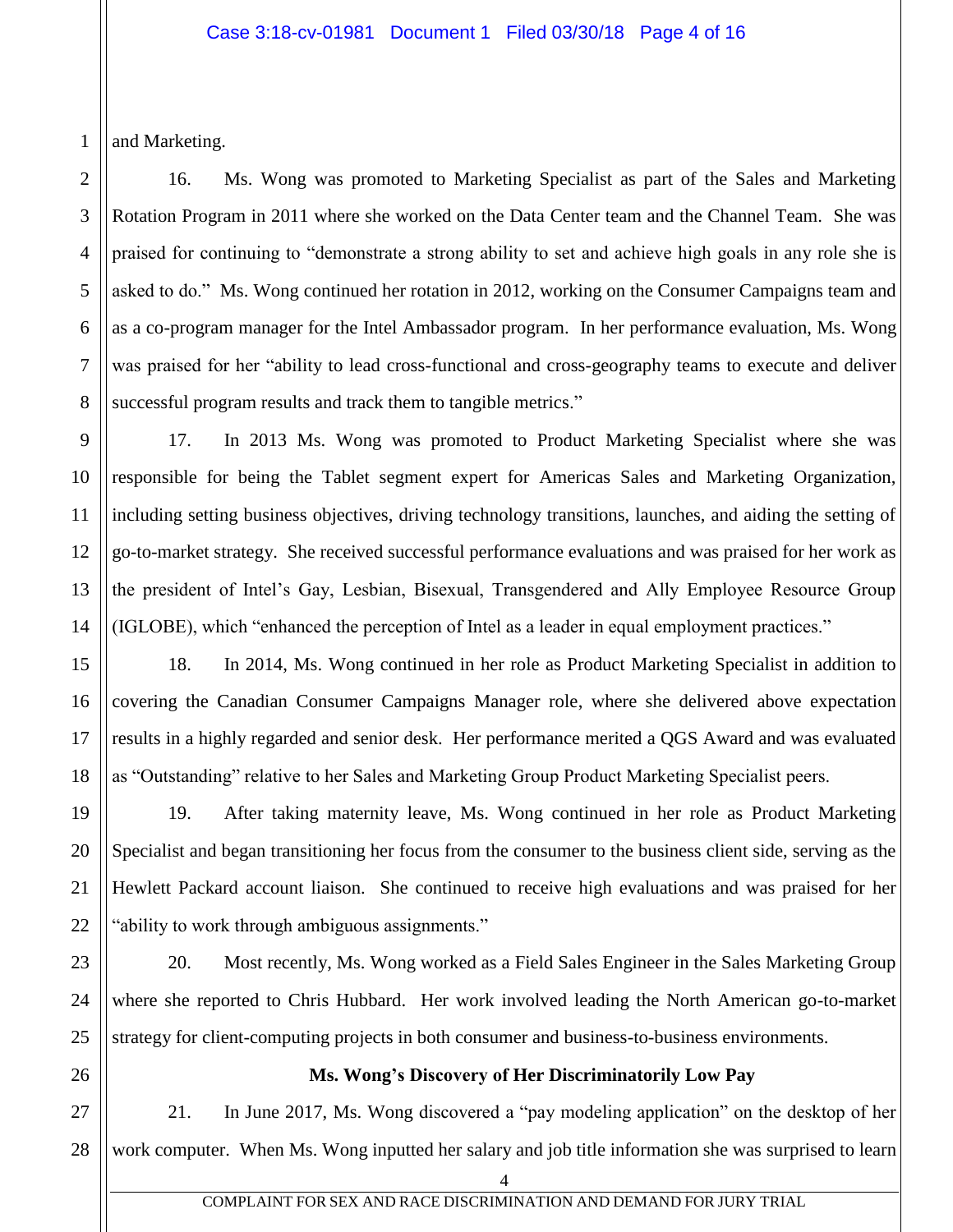and Marketing.

16. Ms. Wong was promoted to Marketing Specialist as part of the Sales and Marketing Rotation Program in 2011 where she worked on the Data Center team and the Channel Team. She was praised for continuing to "demonstrate a strong ability to set and achieve high goals in any role she is asked to do." Ms. Wong continued her rotation in 2012, working on the Consumer Campaigns team and as a co-program manager for the Intel Ambassador program. In her performance evaluation, Ms. Wong was praised for her "ability to lead cross-functional and cross-geography teams to execute and deliver successful program results and track them to tangible metrics."

17. In 2013 Ms. Wong was promoted to Product Marketing Specialist where she was responsible for being the Tablet segment expert for Americas Sales and Marketing Organization, including setting business objectives, driving technology transitions, launches, and aiding the setting of go-to-market strategy. She received successful performance evaluations and was praised for her work as the president of Intel's Gay, Lesbian, Bisexual, Transgendered and Ally Employee Resource Group (IGLOBE), which "enhanced the perception of Intel as a leader in equal employment practices."

18. In 2014, Ms. Wong continued in her role as Product Marketing Specialist in addition to covering the Canadian Consumer Campaigns Manager role, where she delivered above expectation results in a highly regarded and senior desk. Her performance merited a QGS Award and was evaluated as "Outstanding" relative to her Sales and Marketing Group Product Marketing Specialist peers.

19. After taking maternity leave, Ms. Wong continued in her role as Product Marketing Specialist and began transitioning her focus from the consumer to the business client side, serving as the Hewlett Packard account liaison. She continued to receive high evaluations and was praised for her "ability to work through ambiguous assignments."

20. Most recently, Ms. Wong worked as a Field Sales Engineer in the Sales Marketing Group where she reported to Chris Hubbard. Her work involved leading the North American go-to-market strategy for client-computing projects in both consumer and business-to-business environments.

**Ms. Wong's Discovery of Her Discriminatorily Low Pay**

21. In June 2017, Ms. Wong discovered a "pay modeling application" on the desktop of her work computer. When Ms. Wong inputted her salary and job title information she was surprised to learn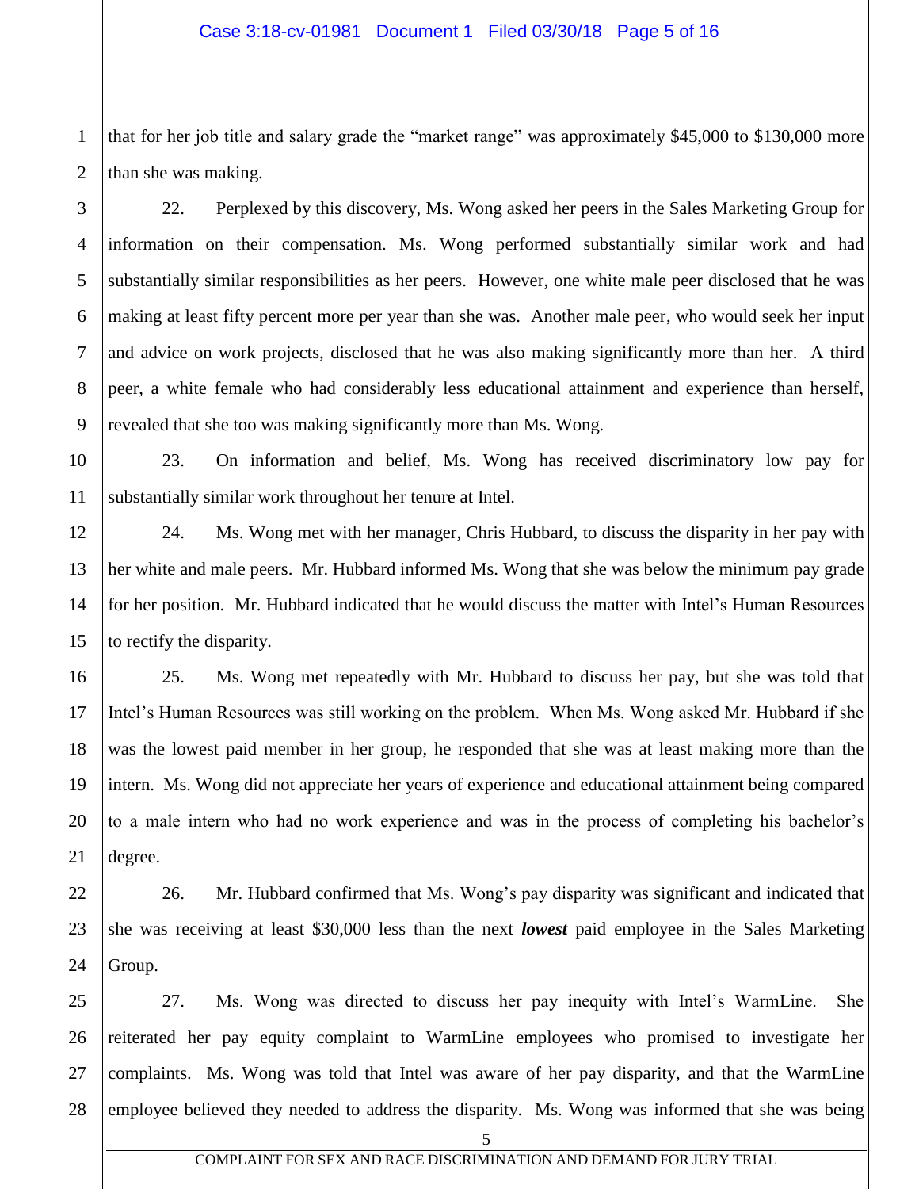that for her job title and salary grade the "market range" was approximately $45,000 to $130,000 more than she was making.

22. Perplexed by this discovery, Ms. Wong asked her peers in the Sales Marketing Group for information on their compensation. Ms. Wong performed substantially similar work and had substantially similar responsibilities as her peers. However, one white male peer disclosed that he was making at least fifty percent more per year than she was. Another male peer, who would seek her input and advice on work projects, disclosed that he was also making significantly more than her. A third peer, a white female who had considerably less educational attainment and experience than herself, revealed that she too was making significantly more than Ms. Wong.

23. On information and belief, Ms. Wong has received discriminatory low pay for substantially similar work throughout her tenure at Intel.

24. Ms. Wong met with her manager, Chris Hubbard, to discuss the disparity in her pay with her white and male peers. Mr. Hubbard informed Ms. Wong that she was below the minimum pay grade for her position. Mr. Hubbard indicated that he would discuss the matter with Intel's Human Resources to rectify the disparity.

25. Ms. Wong met repeatedly with Mr. Hubbard to discuss her pay, but she was told that Intel's Human Resources was still working on the problem. When Ms. Wong asked Mr. Hubbard if she was the lowest paid member in her group, he responded that she was at least making more than the intern. Ms. Wong did not appreciate her years of experience and educational attainment being compared to a male intern who had no work experience and was in the process of completing his bachelor's degree.

26. Mr. Hubbard confirmed that Ms. Wong's pay disparity was significant and indicated that she was receiving at least $30,000 less than the next ***lowest*** paid employee in the Sales Marketing Group.

27. Ms. Wong was directed to discuss her pay inequity with Intel's WarmLine. She reiterated her pay equity complaint to WarmLine employees who promised to investigate her complaints. Ms. Wong was told that Intel was aware of her pay disparity, and that the WarmLine employee believed they needed to address the disparity. Ms. Wong was informed that she was being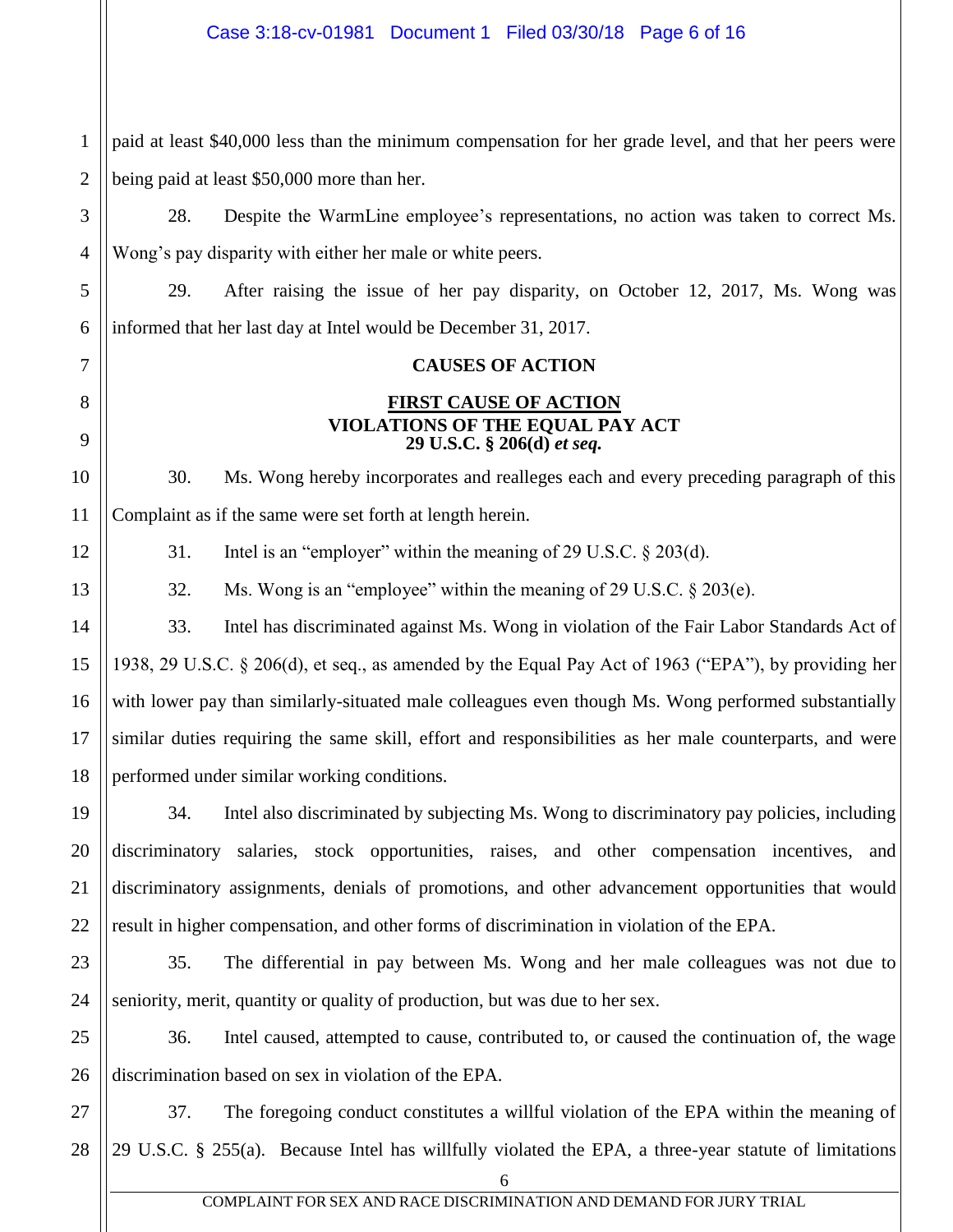paid at least $40,000 less than the minimum compensation for her grade level, and that her peers were being paid at least $50,000 more than her.

28. Despite the WarmLine employee's representations, no action was taken to correct Ms. Wong's pay disparity with either her male or white peers.

29. After raising the issue of her pay disparity, on October 12, 2017, Ms. Wong was informed that her last day at Intel would be December 31, 2017.

## CAUSES OF ACTION

### FIRST CAUSE OF ACTION
### VIOLATIONS OF THE EQUAL PAY ACT
### 29 U.S.C. § 206(d) *et seq.*

30. Ms. Wong hereby incorporates and realleges each and every preceding paragraph of this Complaint as if the same were set forth at length herein.

31. Intel is an "employer" within the meaning of 29 U.S.C. § 203(d).

32. Ms. Wong is an "employee" within the meaning of 29 U.S.C. § 203(e).

33. Intel has discriminated against Ms. Wong in violation of the Fair Labor Standards Act of 1938, 29 U.S.C. § 206(d), et seq., as amended by the Equal Pay Act of 1963 ("EPA"), by providing her with lower pay than similarly-situated male colleagues even though Ms. Wong performed substantially similar duties requiring the same skill, effort and responsibilities as her male counterparts, and were performed under similar working conditions.

34. Intel also discriminated by subjecting Ms. Wong to discriminatory pay policies, including discriminatory salaries, stock opportunities, raises, and other compensation incentives, and discriminatory assignments, denials of promotions, and other advancement opportunities that would result in higher compensation, and other forms of discrimination in violation of the EPA.

35. The differential in pay between Ms. Wong and her male colleagues was not due to seniority, merit, quantity or quality of production, but was due to her sex.

36. Intel caused, attempted to cause, contributed to, or caused the continuation of, the wage discrimination based on sex in violation of the EPA.

37. The foregoing conduct constitutes a willful violation of the EPA within the meaning of 29 U.S.C. § 255(a). Because Intel has willfully violated the EPA, a three-year statute of limitations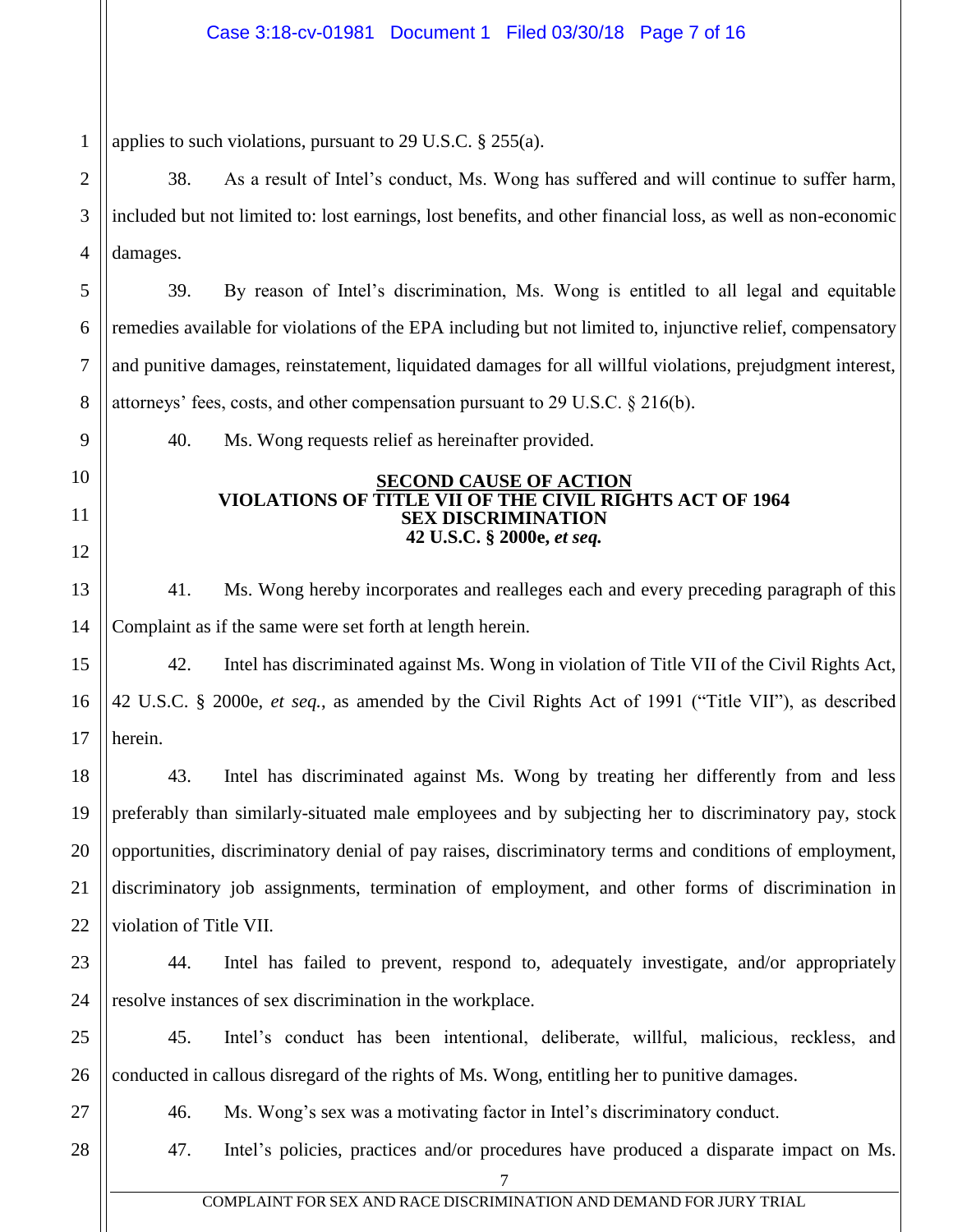applies to such violations, pursuant to 29 U.S.C. § 255(a).

38. As a result of Intel's conduct, Ms. Wong has suffered and will continue to suffer harm, included but not limited to: lost earnings, lost benefits, and other financial loss, as well as non-economic damages.

39. By reason of Intel's discrimination, Ms. Wong is entitled to all legal and equitable remedies available for violations of the EPA including but not limited to, injunctive relief, compensatory and punitive damages, reinstatement, liquidated damages for all willful violations, prejudgment interest, attorneys' fees, costs, and other compensation pursuant to 29 U.S.C. § 216(b).

40. Ms. Wong requests relief as hereinafter provided.

## SECOND CAUSE OF ACTION
## VIOLATIONS OF TITLE VII OF THE CIVIL RIGHTS ACT OF 1964
## SEX DISCRIMINATION
## 42 U.S.C. § 2000e, *et seq.*

41. Ms. Wong hereby incorporates and realleges each and every preceding paragraph of this Complaint as if the same were set forth at length herein.

42. Intel has discriminated against Ms. Wong in violation of Title VII of the Civil Rights Act, 42 U.S.C. § 2000e, *et seq.*, as amended by the Civil Rights Act of 1991 ("Title VII"), as described herein.

43. Intel has discriminated against Ms. Wong by treating her differently from and less preferably than similarly-situated male employees and by subjecting her to discriminatory pay, stock opportunities, discriminatory denial of pay raises, discriminatory terms and conditions of employment, discriminatory job assignments, termination of employment, and other forms of discrimination in violation of Title VII.

44. Intel has failed to prevent, respond to, adequately investigate, and/or appropriately resolve instances of sex discrimination in the workplace.

45. Intel's conduct has been intentional, deliberate, willful, malicious, reckless, and conducted in callous disregard of the rights of Ms. Wong, entitling her to punitive damages.

46. Ms. Wong's sex was a motivating factor in Intel's discriminatory conduct.

47. Intel's policies, practices and/or procedures have produced a disparate impact on Ms.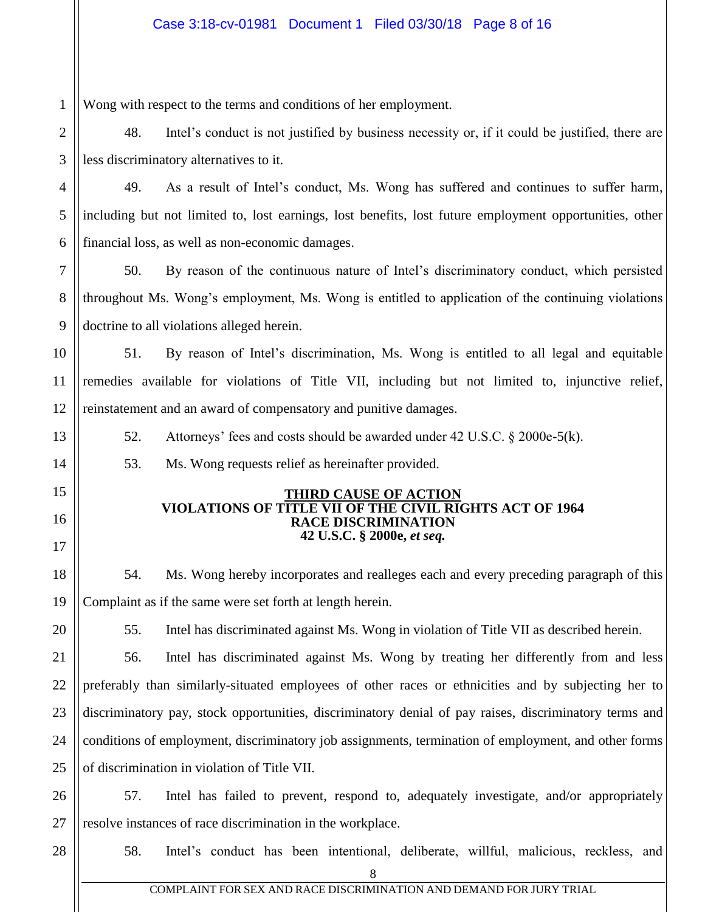Wong with respect to the terms and conditions of her employment.

48. Intel's conduct is not justified by business necessity or, if it could be justified, there are less discriminatory alternatives to it.

49. As a result of Intel's conduct, Ms. Wong has suffered and continues to suffer harm, including but not limited to, lost earnings, lost benefits, lost future employment opportunities, other financial loss, as well as non-economic damages.

50. By reason of the continuous nature of Intel's discriminatory conduct, which persisted throughout Ms. Wong's employment, Ms. Wong is entitled to application of the continuing violations doctrine to all violations alleged herein.

51. By reason of Intel's discrimination, Ms. Wong is entitled to all legal and equitable remedies available for violations of Title VII, including but not limited to, injunctive relief, reinstatement and an award of compensatory and punitive damages.

52. Attorneys' fees and costs should be awarded under 42 U.S.C. § 2000e-5(k).

53. Ms. Wong requests relief as hereinafter provided.

**THIRD CAUSE OF ACTION**
**VIOLATIONS OF TITLE VII OF THE CIVIL RIGHTS ACT OF 1964**
**RACE DISCRIMINATION**
**42 U.S.C. § 2000e, *et seq.***

54. Ms. Wong hereby incorporates and realleges each and every preceding paragraph of this Complaint as if the same were set forth at length herein.

55. Intel has discriminated against Ms. Wong in violation of Title VII as described herein.

56. Intel has discriminated against Ms. Wong by treating her differently from and less preferably than similarly-situated employees of other races or ethnicities and by subjecting her to discriminatory pay, stock opportunities, discriminatory denial of pay raises, discriminatory terms and conditions of employment, discriminatory job assignments, termination of employment, and other forms of discrimination in violation of Title VII.

57. Intel has failed to prevent, respond to, adequately investigate, and/or appropriately resolve instances of race discrimination in the workplace.

58. Intel's conduct has been intentional, deliberate, willful, malicious, reckless, and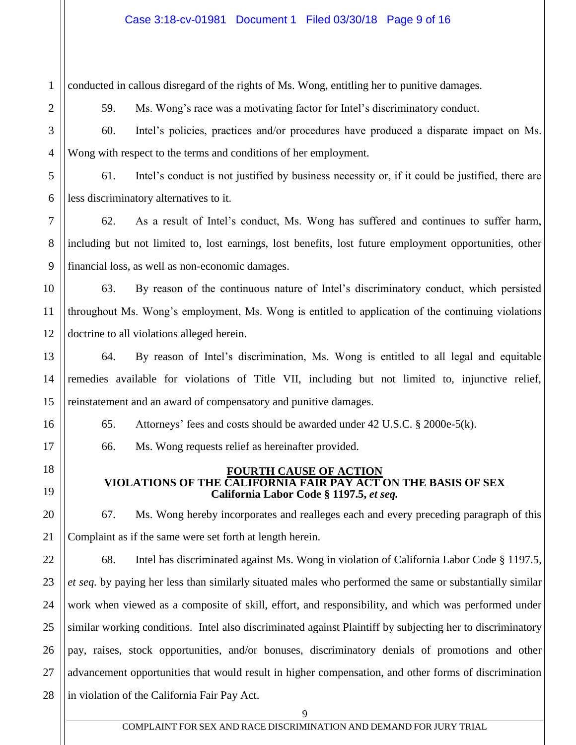conducted in callous disregard of the rights of Ms. Wong, entitling her to punitive damages.

59. Ms. Wong's race was a motivating factor for Intel's discriminatory conduct.

60. Intel's policies, practices and/or procedures have produced a disparate impact on Ms. Wong with respect to the terms and conditions of her employment.

61. Intel's conduct is not justified by business necessity or, if it could be justified, there are less discriminatory alternatives to it.

62. As a result of Intel's conduct, Ms. Wong has suffered and continues to suffer harm, including but not limited to, lost earnings, lost benefits, lost future employment opportunities, other financial loss, as well as non-economic damages.

63. By reason of the continuous nature of Intel's discriminatory conduct, which persisted throughout Ms. Wong's employment, Ms. Wong is entitled to application of the continuing violations doctrine to all violations alleged herein.

64. By reason of Intel's discrimination, Ms. Wong is entitled to all legal and equitable remedies available for violations of Title VII, including but not limited to, injunctive relief, reinstatement and an award of compensatory and punitive damages.

65. Attorneys' fees and costs should be awarded under 42 U.S.C. § 2000e-5(k).

66. Ms. Wong requests relief as hereinafter provided.

## FOURTH CAUSE OF ACTION
## VIOLATIONS OF THE CALIFORNIA FAIR PAY ACT ON THE BASIS OF SEX
## California Labor Code § 1197.5, *et seq.*

67. Ms. Wong hereby incorporates and realleges each and every preceding paragraph of this Complaint as if the same were set forth at length herein.

68. Intel has discriminated against Ms. Wong in violation of California Labor Code § 1197.5, *et seq.* by paying her less than similarly situated males who performed the same or substantially similar work when viewed as a composite of skill, effort, and responsibility, and which was performed under similar working conditions. Intel also discriminated against Plaintiff by subjecting her to discriminatory pay, raises, stock opportunities, and/or bonuses, discriminatory denials of promotions and other advancement opportunities that would result in higher compensation, and other forms of discrimination in violation of the California Fair Pay Act.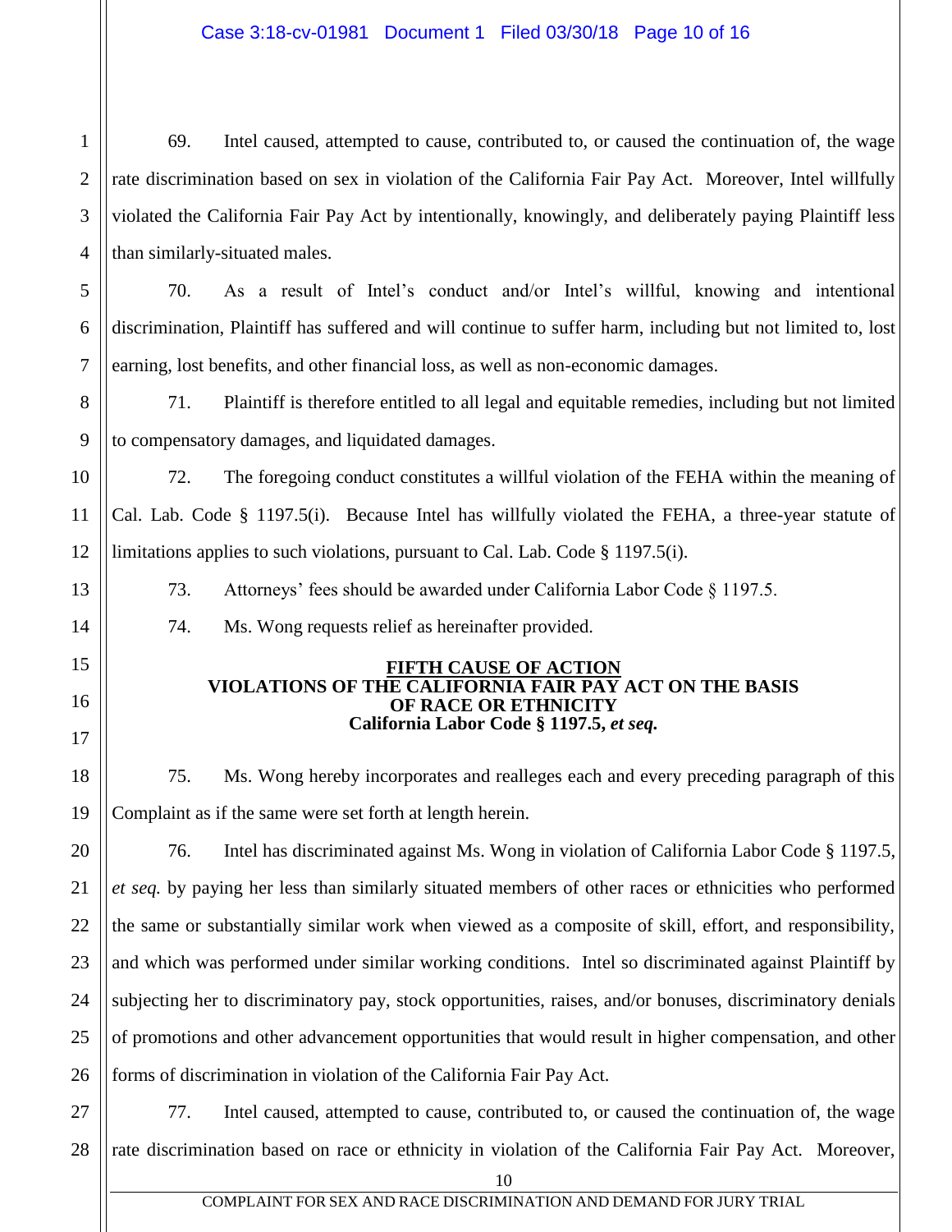69. Intel caused, attempted to cause, contributed to, or caused the continuation of, the wage rate discrimination based on sex in violation of the California Fair Pay Act. Moreover, Intel willfully violated the California Fair Pay Act by intentionally, knowingly, and deliberately paying Plaintiff less than similarly-situated males.

70. As a result of Intel's conduct and/or Intel's willful, knowing and intentional discrimination, Plaintiff has suffered and will continue to suffer harm, including but not limited to, lost earning, lost benefits, and other financial loss, as well as non-economic damages.

71. Plaintiff is therefore entitled to all legal and equitable remedies, including but not limited to compensatory damages, and liquidated damages.

72. The foregoing conduct constitutes a willful violation of the FEHA within the meaning of Cal. Lab. Code § 1197.5(i). Because Intel has willfully violated the FEHA, a three-year statute of limitations applies to such violations, pursuant to Cal. Lab. Code § 1197.5(i).

73. Attorneys' fees should be awarded under California Labor Code § 1197.5.

74. Ms. Wong requests relief as hereinafter provided.

## FIFTH CAUSE OF ACTION
## VIOLATIONS OF THE CALIFORNIA FAIR PAY ACT ON THE BASIS OF RACE OR ETHNICITY
### California Labor Code § 1197.5, *et seq.*

75. Ms. Wong hereby incorporates and realleges each and every preceding paragraph of this Complaint as if the same were set forth at length herein.

76. Intel has discriminated against Ms. Wong in violation of California Labor Code § 1197.5, *et seq.* by paying her less than similarly situated members of other races or ethnicities who performed the same or substantially similar work when viewed as a composite of skill, effort, and responsibility, and which was performed under similar working conditions. Intel so discriminated against Plaintiff by subjecting her to discriminatory pay, stock opportunities, raises, and/or bonuses, discriminatory denials of promotions and other advancement opportunities that would result in higher compensation, and other forms of discrimination in violation of the California Fair Pay Act.

77. Intel caused, attempted to cause, contributed to, or caused the continuation of, the wage rate discrimination based on race or ethnicity in violation of the California Fair Pay Act. Moreover,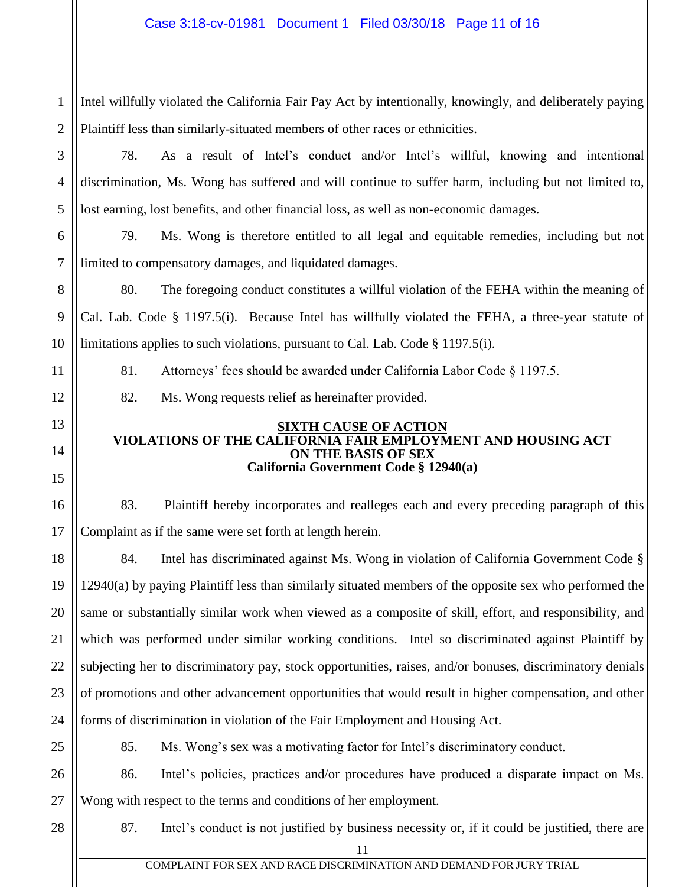Intel willfully violated the California Fair Pay Act by intentionally, knowingly, and deliberately paying Plaintiff less than similarly-situated members of other races or ethnicities.

78. As a result of Intel's conduct and/or Intel's willful, knowing and intentional discrimination, Ms. Wong has suffered and will continue to suffer harm, including but not limited to, lost earning, lost benefits, and other financial loss, as well as non-economic damages.

79. Ms. Wong is therefore entitled to all legal and equitable remedies, including but not limited to compensatory damages, and liquidated damages.

80. The foregoing conduct constitutes a willful violation of the FEHA within the meaning of Cal. Lab. Code § 1197.5(i). Because Intel has willfully violated the FEHA, a three-year statute of limitations applies to such violations, pursuant to Cal. Lab. Code § 1197.5(i).

81. Attorneys' fees should be awarded under California Labor Code § 1197.5.

82. Ms. Wong requests relief as hereinafter provided.

## SIXTH CAUSE OF ACTION
## VIOLATIONS OF THE CALIFORNIA FAIR EMPLOYMENT AND HOUSING ACT ON THE BASIS OF SEX
### California Government Code § 12940(a)

83. Plaintiff hereby incorporates and realleges each and every preceding paragraph of this Complaint as if the same were set forth at length herein.

84. Intel has discriminated against Ms. Wong in violation of California Government Code § 12940(a) by paying Plaintiff less than similarly situated members of the opposite sex who performed the same or substantially similar work when viewed as a composite of skill, effort, and responsibility, and which was performed under similar working conditions. Intel so discriminated against Plaintiff by subjecting her to discriminatory pay, stock opportunities, raises, and/or bonuses, discriminatory denials of promotions and other advancement opportunities that would result in higher compensation, and other forms of discrimination in violation of the Fair Employment and Housing Act.

85. Ms. Wong's sex was a motivating factor for Intel's discriminatory conduct.

86. Intel's policies, practices and/or procedures have produced a disparate impact on Ms. Wong with respect to the terms and conditions of her employment.

87. Intel's conduct is not justified by business necessity or, if it could be justified, there are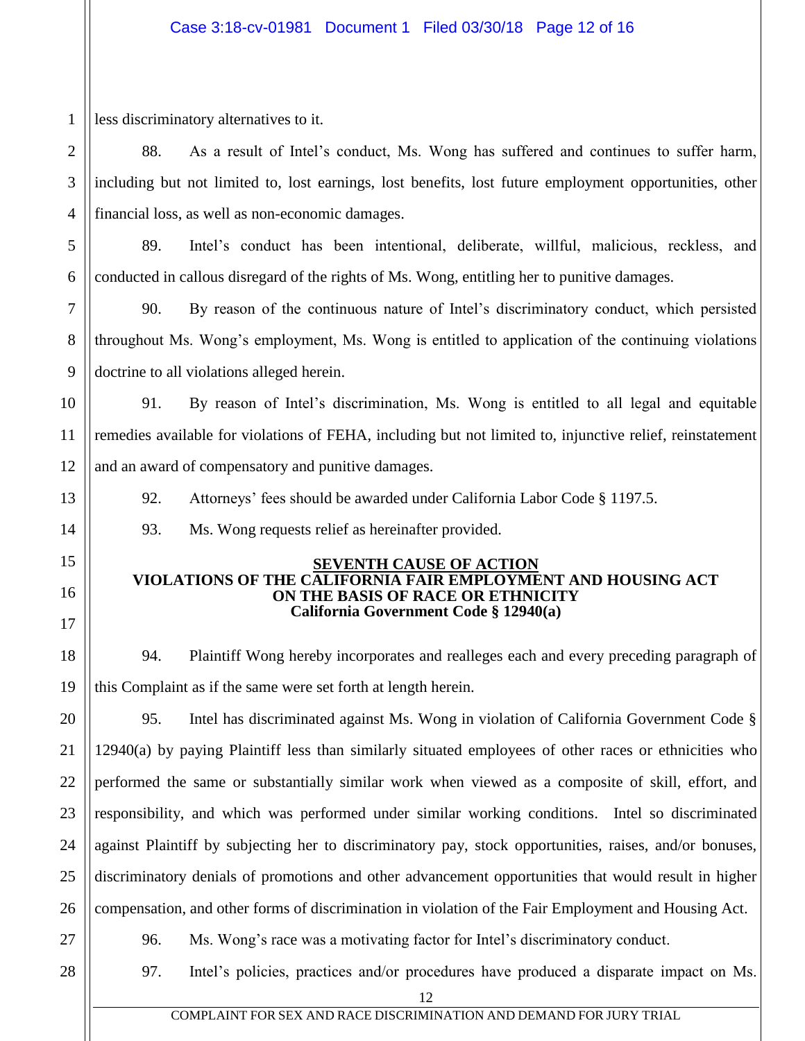less discriminatory alternatives to it.

88. As a result of Intel's conduct, Ms. Wong has suffered and continues to suffer harm, including but not limited to, lost earnings, lost benefits, lost future employment opportunities, other financial loss, as well as non-economic damages.

89. Intel's conduct has been intentional, deliberate, willful, malicious, reckless, and conducted in callous disregard of the rights of Ms. Wong, entitling her to punitive damages.

90. By reason of the continuous nature of Intel's discriminatory conduct, which persisted throughout Ms. Wong's employment, Ms. Wong is entitled to application of the continuing violations doctrine to all violations alleged herein.

91. By reason of Intel's discrimination, Ms. Wong is entitled to all legal and equitable remedies available for violations of FEHA, including but not limited to, injunctive relief, reinstatement and an award of compensatory and punitive damages.

92. Attorneys' fees should be awarded under California Labor Code § 1197.5.

93. Ms. Wong requests relief as hereinafter provided.

**SEVENTH CAUSE OF ACTION**
**VIOLATIONS OF THE CALIFORNIA FAIR EMPLOYMENT AND HOUSING ACT ON THE BASIS OF RACE OR ETHNICITY**
**California Government Code § 12940(a)**

94. Plaintiff Wong hereby incorporates and realleges each and every preceding paragraph of this Complaint as if the same were set forth at length herein.

95. Intel has discriminated against Ms. Wong in violation of California Government Code § 12940(a) by paying Plaintiff less than similarly situated employees of other races or ethnicities who performed the same or substantially similar work when viewed as a composite of skill, effort, and responsibility, and which was performed under similar working conditions. Intel so discriminated against Plaintiff by subjecting her to discriminatory pay, stock opportunities, raises, and/or bonuses, discriminatory denials of promotions and other advancement opportunities that would result in higher compensation, and other forms of discrimination in violation of the Fair Employment and Housing Act.

96. Ms. Wong's race was a motivating factor for Intel's discriminatory conduct.

97. Intel's policies, practices and/or procedures have produced a disparate impact on Ms.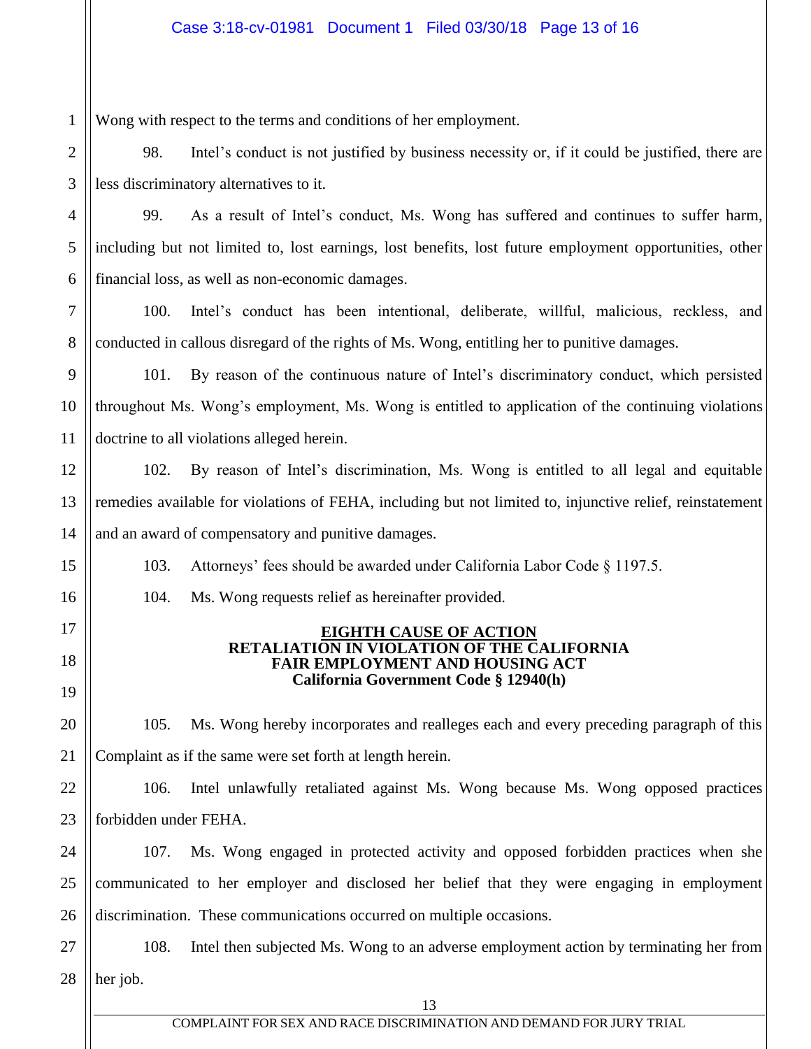Wong with respect to the terms and conditions of her employment.

98. Intel's conduct is not justified by business necessity or, if it could be justified, there are less discriminatory alternatives to it.

99. As a result of Intel's conduct, Ms. Wong has suffered and continues to suffer harm, including but not limited to, lost earnings, lost benefits, lost future employment opportunities, other financial loss, as well as non-economic damages.

100. Intel's conduct has been intentional, deliberate, willful, malicious, reckless, and conducted in callous disregard of the rights of Ms. Wong, entitling her to punitive damages.

101. By reason of the continuous nature of Intel's discriminatory conduct, which persisted throughout Ms. Wong's employment, Ms. Wong is entitled to application of the continuing violations doctrine to all violations alleged herein.

102. By reason of Intel's discrimination, Ms. Wong is entitled to all legal and equitable remedies available for violations of FEHA, including but not limited to, injunctive relief, reinstatement and an award of compensatory and punitive damages.

103. Attorneys' fees should be awarded under California Labor Code § 1197.5.

104. Ms. Wong requests relief as hereinafter provided.

**EIGHTH CAUSE OF ACTION**
**RETALIATION IN VIOLATION OF THE CALIFORNIA FAIR EMPLOYMENT AND HOUSING ACT**
**California Government Code § 12940(h)**

105. Ms. Wong hereby incorporates and realleges each and every preceding paragraph of this Complaint as if the same were set forth at length herein.

106. Intel unlawfully retaliated against Ms. Wong because Ms. Wong opposed practices forbidden under FEHA.

107. Ms. Wong engaged in protected activity and opposed forbidden practices when she communicated to her employer and disclosed her belief that they were engaging in employment discrimination. These communications occurred on multiple occasions.

108. Intel then subjected Ms. Wong to an adverse employment action by terminating her from her job.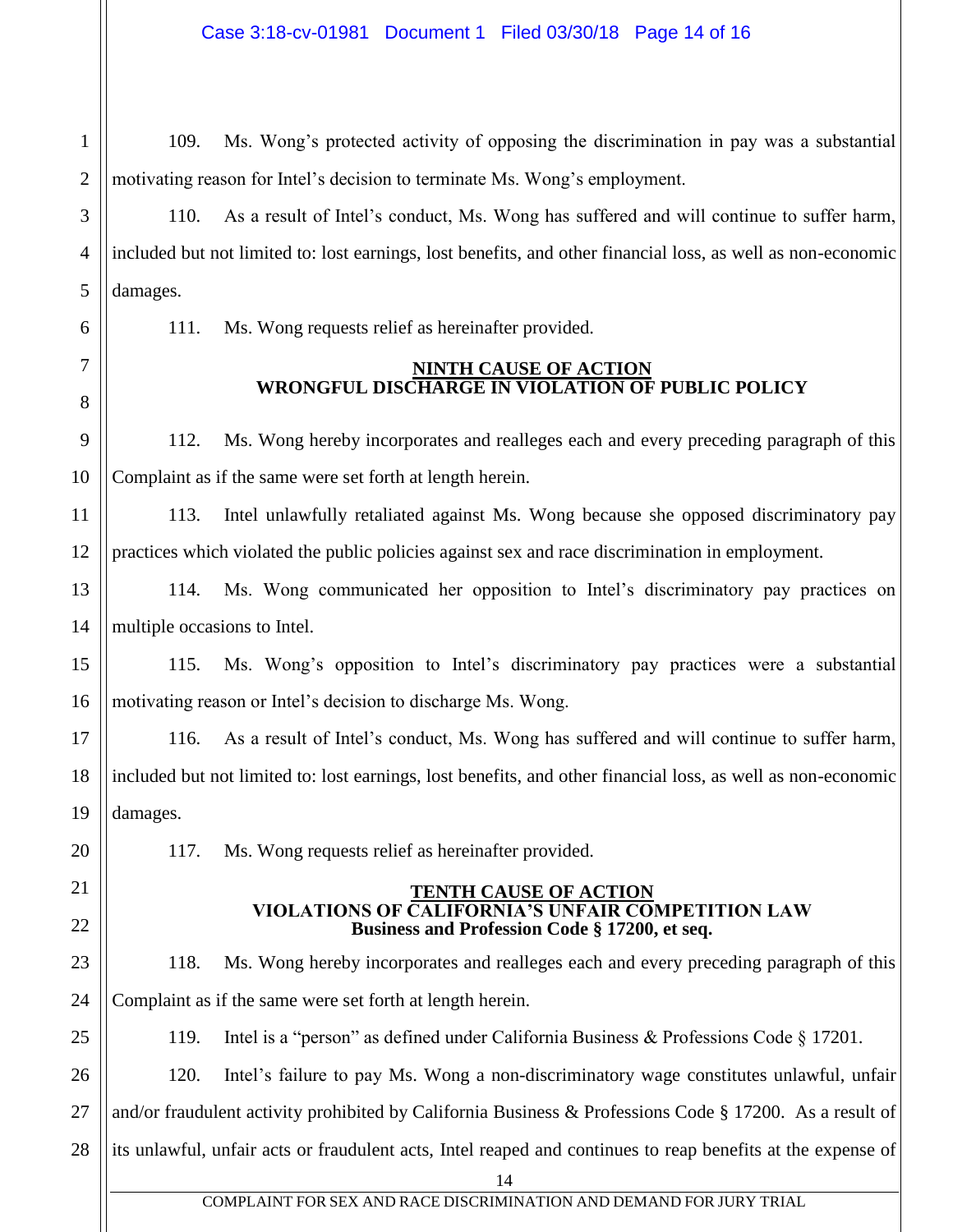109. Ms. Wong's protected activity of opposing the discrimination in pay was a substantial motivating reason for Intel's decision to terminate Ms. Wong's employment.

110. As a result of Intel's conduct, Ms. Wong has suffered and will continue to suffer harm, included but not limited to: lost earnings, lost benefits, and other financial loss, as well as non-economic damages.

111. Ms. Wong requests relief as hereinafter provided.

## NINTH CAUSE OF ACTION
## WRONGFUL DISCHARGE IN VIOLATION OF PUBLIC POLICY

112. Ms. Wong hereby incorporates and realleges each and every preceding paragraph of this Complaint as if the same were set forth at length herein.

113. Intel unlawfully retaliated against Ms. Wong because she opposed discriminatory pay practices which violated the public policies against sex and race discrimination in employment.

114. Ms. Wong communicated her opposition to Intel's discriminatory pay practices on multiple occasions to Intel.

115. Ms. Wong's opposition to Intel's discriminatory pay practices were a substantial motivating reason or Intel's decision to discharge Ms. Wong.

116. As a result of Intel's conduct, Ms. Wong has suffered and will continue to suffer harm, included but not limited to: lost earnings, lost benefits, and other financial loss, as well as non-economic damages.

117. Ms. Wong requests relief as hereinafter provided.

## TENTH CAUSE OF ACTION
## VIOLATIONS OF CALIFORNIA'S UNFAIR COMPETITION LAW
### Business and Profession Code § 17200, et seq.

118. Ms. Wong hereby incorporates and realleges each and every preceding paragraph of this Complaint as if the same were set forth at length herein.

119. Intel is a "person" as defined under California Business & Professions Code § 17201.

120. Intel's failure to pay Ms. Wong a non-discriminatory wage constitutes unlawful, unfair and/or fraudulent activity prohibited by California Business & Professions Code § 17200. As a result of its unlawful, unfair acts or fraudulent acts, Intel reaped and continues to reap benefits at the expense of

COMPLAINT FOR SEX AND RACE DISCRIMINATION AND DEMAND FOR JURY TRIAL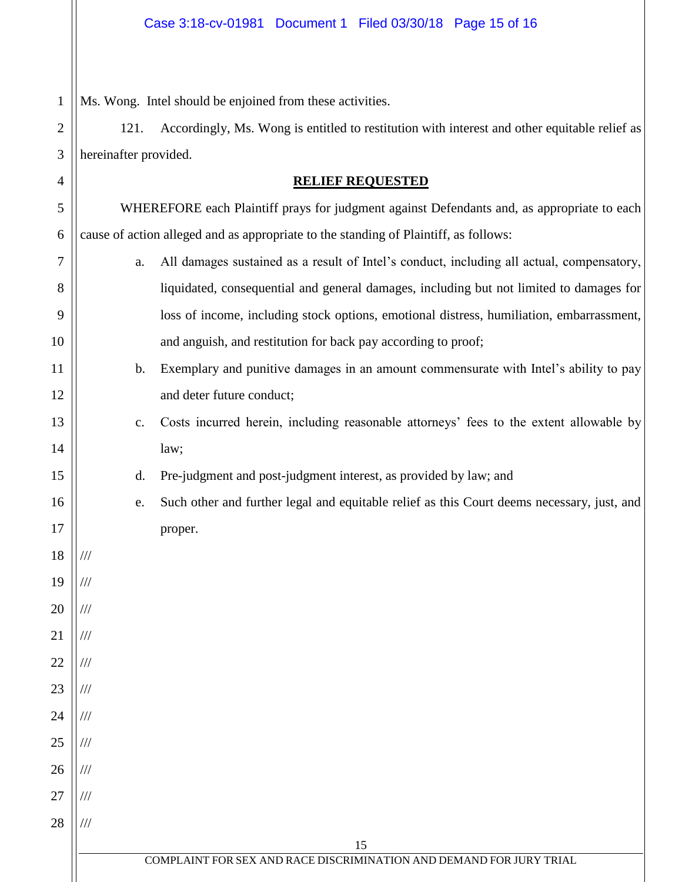Ms. Wong. Intel should be enjoined from these activities.

121. Accordingly, Ms. Wong is entitled to restitution with interest and other equitable relief as hereinafter provided.

**RELIEF REQUESTED**

WHEREFORE each Plaintiff prays for judgment against Defendants and, as appropriate to each cause of action alleged and as appropriate to the standing of Plaintiff, as follows:

a. All damages sustained as a result of Intel's conduct, including all actual, compensatory, liquidated, consequential and general damages, including but not limited to damages for loss of income, including stock options, emotional distress, humiliation, embarrassment, and anguish, and restitution for back pay according to proof;

b. Exemplary and punitive damages in an amount commensurate with Intel's ability to pay and deter future conduct;

c. Costs incurred herein, including reasonable attorneys' fees to the extent allowable by law;

d. Pre-judgment and post-judgment interest, as provided by law; and

e. Such other and further legal and equitable relief as this Court deems necessary, just, and proper.

///

///

///

///

///

///

///

///

///

///

///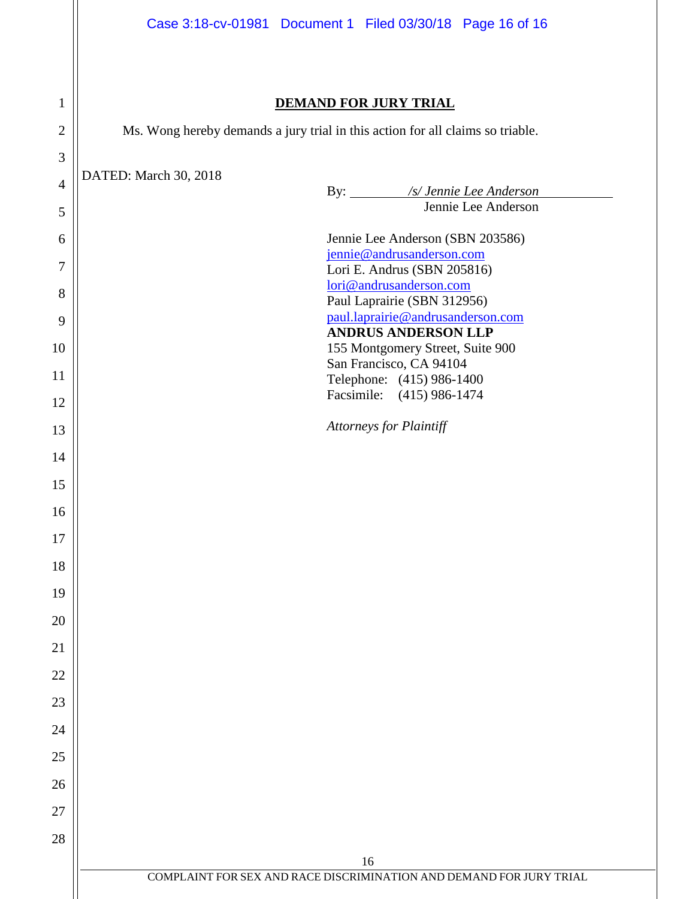**DEMAND FOR JURY TRIAL**

Ms. Wong hereby demands a jury trial in this action for all claims so triable.

DATED: March 30, 2018

By: */s/ Jennie Lee Anderson*
Jennie Lee Anderson

Jennie Lee Anderson (SBN 203586)
jennie@andrusanderson.com
Lori E. Andrus (SBN 205816)
lori@andrusanderson.com
Paul Laprairie (SBN 312956)
paul.laprairie@andrusanderson.com
**ANDRUS ANDERSON LLP**
155 Montgomery Street, Suite 900
San Francisco, CA 94104
Telephone: (415) 986-1400
Facsimile: (415) 986-1474

*Attorneys for Plaintiff*